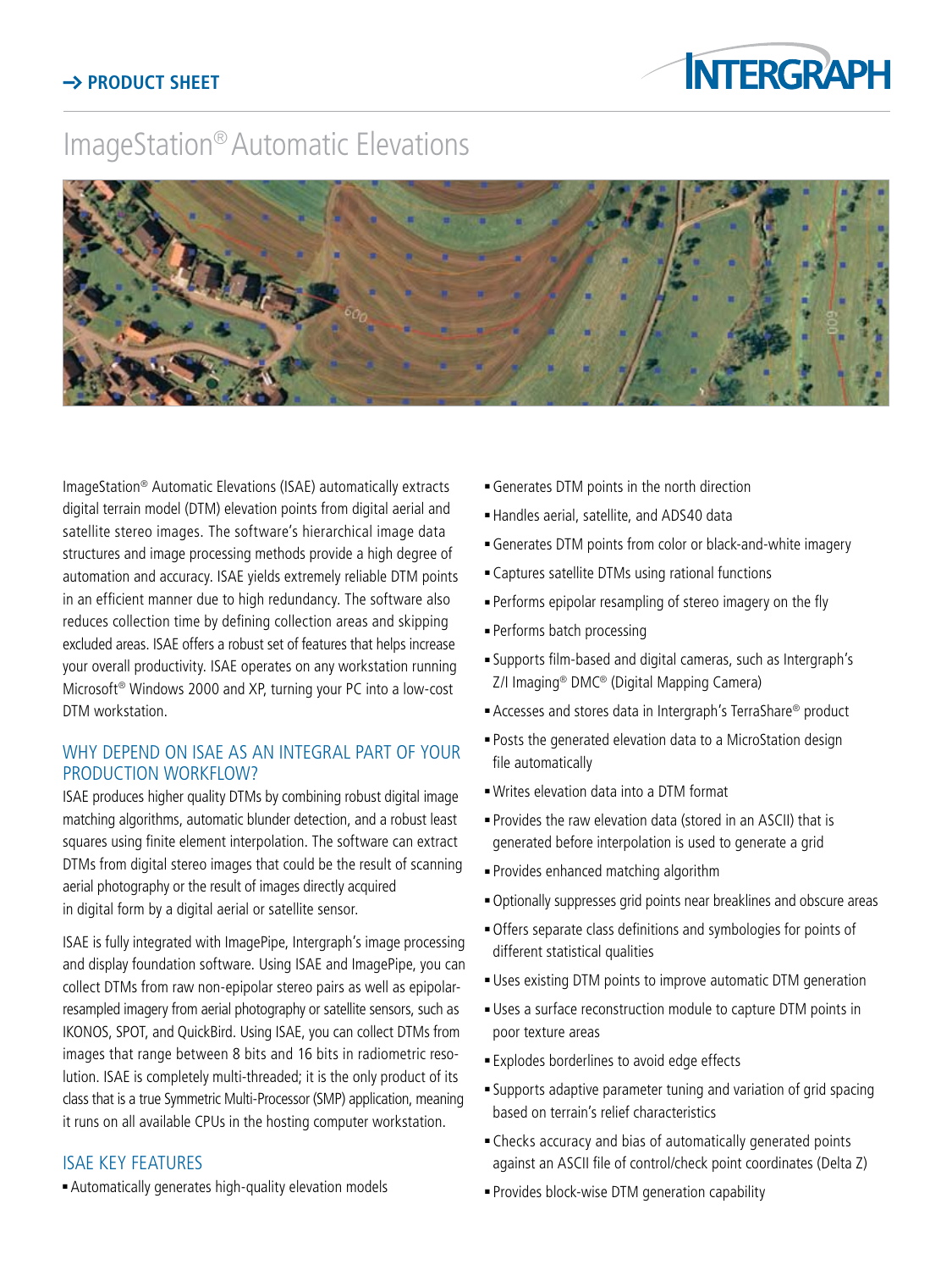→ PRODUCT SHEET

# ImageStation® Automatic Elevations

ImageStation® Automatic Elevations (ISAE) automatically extracts digital terrain model (DTM) elevation points from digital aerial and satellite stereo images. The software's hierarchical image data structures and image processing methods provide a high degree of automation and accuracy. ISAE yields extremely reliable DTM points in an efficient manner due to high redundancy. The software also reduces collection time by defining collection areas and skipping excluded areas. ISAE offers a robust set of features that helps increase your overall productivity. ISAE operates on any workstation running Microsoft® Windows 2000 and XP, turning your PC into a low-cost DTM workstation.

## WHY DEPEND ON ISAE AS AN INTEGRAL PART OF YOUR PRODUCTION WORKFLOW?

ISAE produces higher quality DTMs by combining robust digital image matching algorithms, automatic blunder detection, and a robust least squares using finite element interpolation. The software can extract DTMs from digital stereo images that could be the result of scanning aerial photography or the result of images directly acquired in digital form by a digital aerial or satellite sensor.

ISAE is fully integrated with ImagePipe, Intergraph's image processing and display foundation software. Using ISAE and ImagePipe, you can collect DTMs from raw non-epipolar stereo pairs as well as epipolar-resampled imagery from aerial photography or satellite sensors, such as IKONOS, SPOT, and QuickBird. Using ISAE, you can collect DTMs from images that range between 8 bits and 16 bits in radiometric resolution. ISAE is completely multi-threaded; it is the only product of its class that is a true Symmetric Multi-Processor (SMP) application, meaning it runs on all available CPUs in the hosting computer workstation.

## ISAE KEY FEATURES

- Automatically generates high-quality elevation models
- Generates DTM points in the north direction
- Handles aerial, satellite, and ADS40 data
- Generates DTM points from color or black-and-white imagery
- Captures satellite DTMs using rational functions
- Performs epipolar resampling of stereo imagery on the fly
- Performs batch processing
- Supports film-based and digital cameras, such as Intergraph's Z/I Imaging® DMC® (Digital Mapping Camera)
- Accesses and stores data in Intergraph's TerraShare® product
- Posts the generated elevation data to a MicroStation design file automatically
- Writes elevation data into a DTM format
- Provides the raw elevation data (stored in an ASCII) that is generated before interpolation is used to generate a grid
- Provides enhanced matching algorithm
- Optionally suppresses grid points near breaklines and obscure areas
- Offers separate class definitions and symbologies for points of different statistical qualities
- Uses existing DTM points to improve automatic DTM generation
- Uses a surface reconstruction module to capture DTM points in poor texture areas
- Explodes borderlines to avoid edge effects
- Supports adaptive parameter tuning and variation of grid spacing based on terrain's relief characteristics
- Checks accuracy and bias of automatically generated points against an ASCII file of control/check point coordinates (Delta Z)
- Provides block-wise DTM generation capability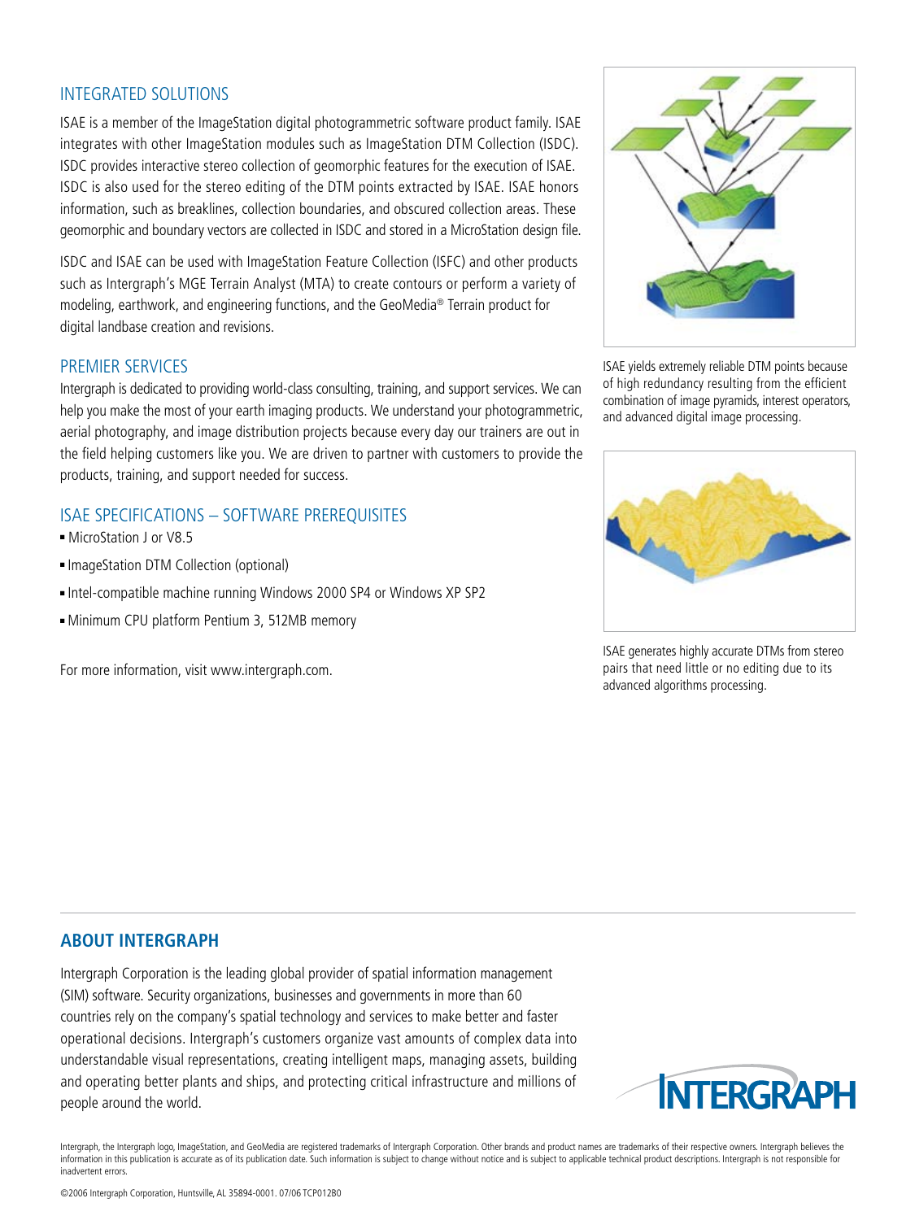## INTEGRATED SOLUTIONS

ISAE is a member of the ImageStation digital photogrammetric software product family. ISAE integrates with other ImageStation modules such as ImageStation DTM Collection (ISDC). ISDC provides interactive stereo collection of geomorphic features for the execution of ISAE. ISDC is also used for the stereo editing of the DTM points extracted by ISAE. ISAE honors information, such as breaklines, collection boundaries, and obscured collection areas. These geomorphic and boundary vectors are collected in ISDC and stored in a MicroStation design file.

ISDC and ISAE can be used with ImageStation Feature Collection (ISFC) and other products such as Intergraph's MGE Terrain Analyst (MTA) to create contours or perform a variety of modeling, earthwork, and engineering functions, and the GeoMedia® Terrain product for digital landbase creation and revisions.

ISAE yields extremely reliable DTM points because of high redundancy resulting from the efficient combination of image pyramids, interest operators, and advanced digital image processing.

## PREMIER SERVICES

Intergraph is dedicated to providing world-class consulting, training, and support services. We can help you make the most of your earth imaging products. We understand your photogrammetric, aerial photography, and image distribution projects because every day our trainers are out in the field helping customers like you. We are driven to partner with customers to provide the products, training, and support needed for success.

## ISAE SPECIFICATIONS – SOFTWARE PREREQUISITES

- MicroStation J or V8.5
- ImageStation DTM Collection (optional)
- Intel-compatible machine running Windows 2000 SP4 or Windows XP SP2
- Minimum CPU platform Pentium 3, 512MB memory

For more information, visit www.intergraph.com.

ISAE generates highly accurate DTMs from stereo pairs that need little or no editing due to its advanced algorithms processing.

## ABOUT INTERGRAPH

Intergraph Corporation is the leading global provider of spatial information management (SIM) software. Security organizations, businesses and governments in more than 60 countries rely on the company's spatial technology and services to make better and faster operational decisions. Intergraph's customers organize vast amounts of complex data into understandable visual representations, creating intelligent maps, managing assets, building and operating better plants and ships, and protecting critical infrastructure and millions of people around the world.

INTERGRAPH

Intergraph, the Intergraph logo, ImageStation, and GeoMedia are registered trademarks of Intergraph Corporation. Other brands and product names are trademarks of their respective owners. Intergraph believes the information in this publication is accurate as of its publication date. Such information is subject to change without notice and is subject to applicable technical product descriptions. Intergraph is not responsible for inadvertent errors.

©2006 Intergraph Corporation, Huntsville, AL 35894-0001. 07/06 TCP012B0